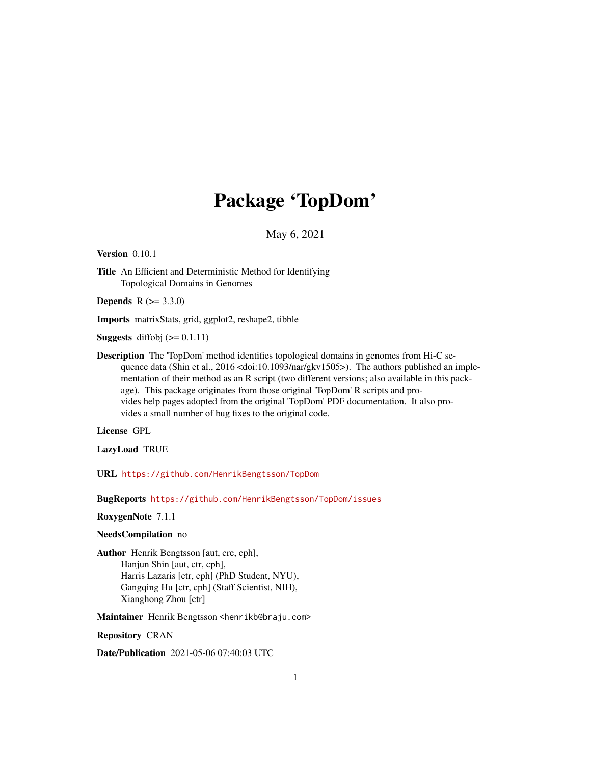# Package 'TopDom'

May 6, 2021

**Version** 0.10.1

**Title** An Efficient and Deterministic Method for Identifying Topological Domains in Genomes

**Depends** R (>= 3.3.0)

**Imports** matrixStats, grid, ggplot2, reshape2, tibble

**Suggests** diffobj (>= 0.1.11)

**Description** The 'TopDom' method identifies topological domains in genomes from Hi-C sequence data (Shin et al., 2016 <doi:10.1093/nar/gkv1505>). The authors published an implementation of their method as an R script (two different versions; also available in this package). This package originates from those original 'TopDom' R scripts and provides help pages adopted from the original 'TopDom' PDF documentation. It also provides a small number of bug fixes to the original code.

**License** GPL

**LazyLoad** TRUE

**URL** https://github.com/HenrikBengtsson/TopDom

**BugReports** https://github.com/HenrikBengtsson/TopDom/issues

**RoxygenNote** 7.1.1

**NeedsCompilation** no

**Author** Henrik Bengtsson [aut, cre, cph],
Hanjun Shin [aut, ctr, cph],
Harris Lazaris [ctr, cph] (PhD Student, NYU),
Gangqing Hu [ctr, cph] (Staff Scientist, NIH),
Xianghong Zhou [ctr]

**Maintainer** Henrik Bengtsson <henrikb@braju.com>

**Repository** CRAN

**Date/Publication** 2021-05-06 07:40:03 UTC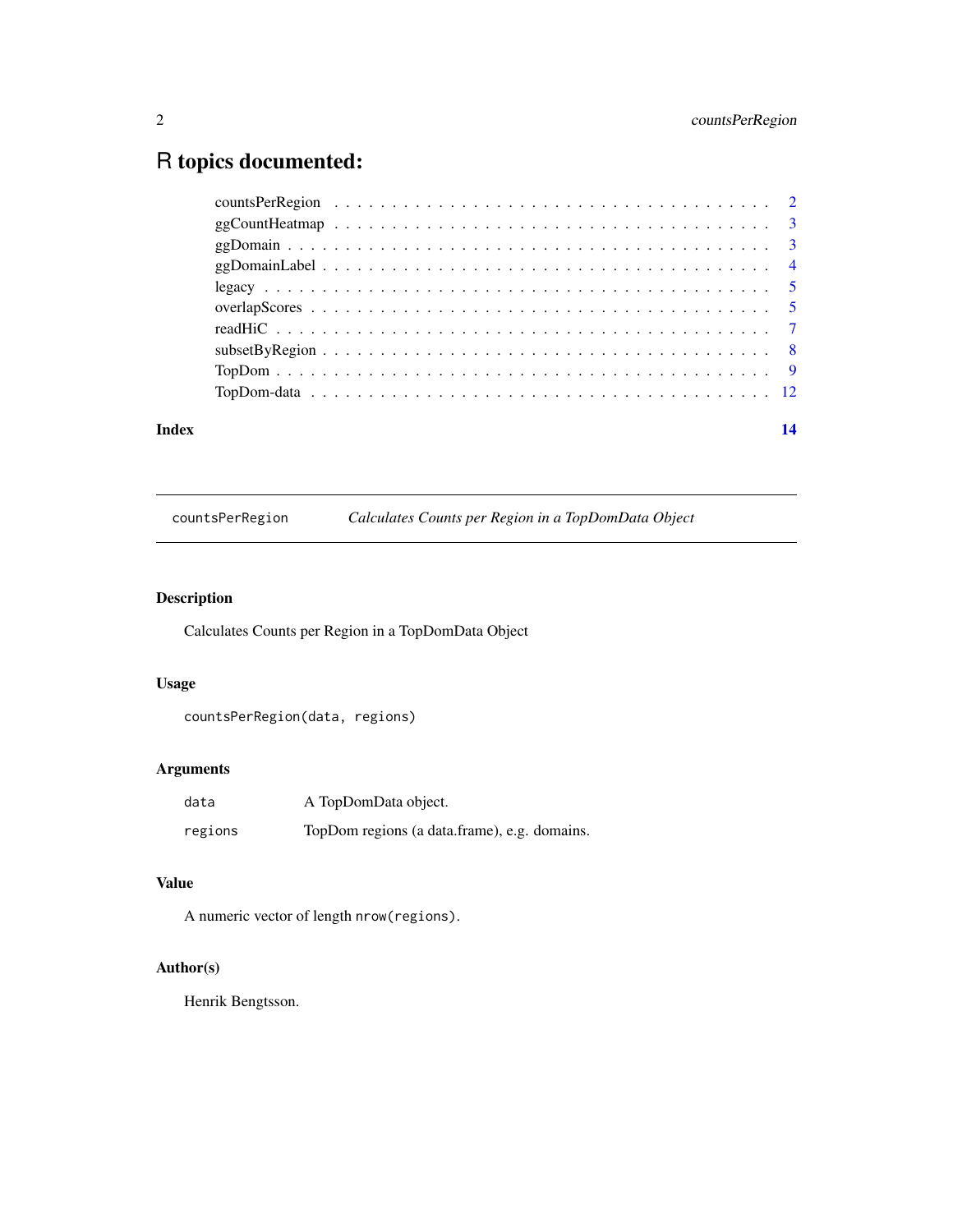# R topics documented:

| | |
|---|---|
| countsPerRegion | 2 |
| ggCountHeatmap | 3 |
| ggDomain | 3 |
| ggDomainLabel | 4 |
| legacy | 5 |
| overlapScores | 5 |
| readHiC | 7 |
| subsetByRegion | 8 |
| TopDom | 9 |
| TopDom-data | 12 |

**Index** **14**

---

## countsPerRegion — *Calculates Counts per Region in a TopDomData Object*

---

### Description

Calculates Counts per Region in a TopDomData Object

### Usage

```
countsPerRegion(data, regions)
```

### Arguments

| | |
|---|---|
| `data` | A TopDomData object. |
| `regions` | TopDom regions (a data.frame), e.g. domains. |

### Value

A numeric vector of length `nrow(regions)`.

### Author(s)

Henrik Bengtsson.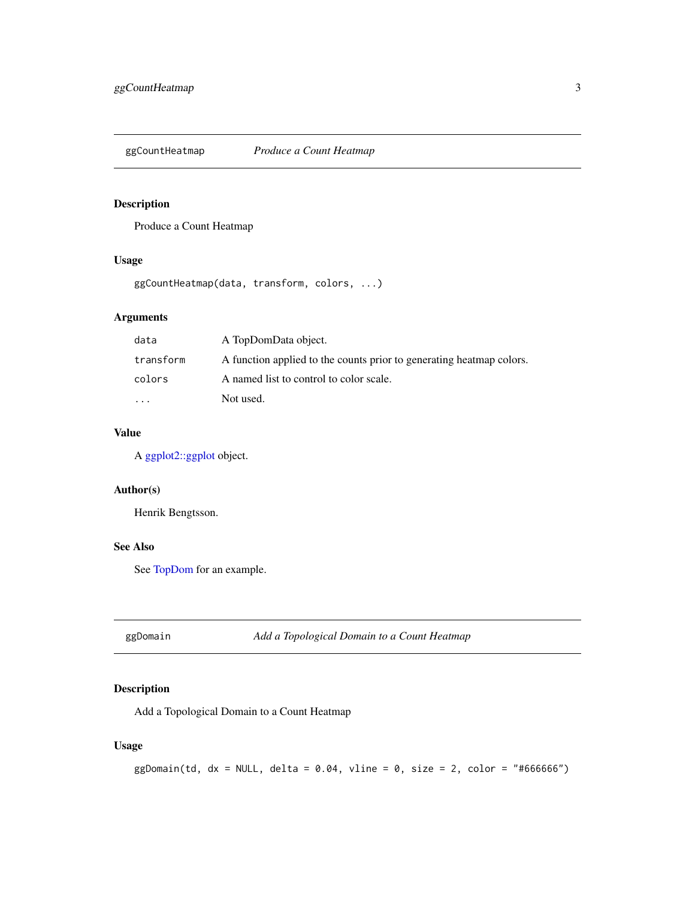## ggCountHeatmap — *Produce a Count Heatmap*

### Description

Produce a Count Heatmap

### Usage

```
ggCountHeatmap(data, transform, colors, ...)
```

### Arguments

| | |
|---|---|
| `data` | A TopDomData object. |
| `transform` | A function applied to the counts prior to generating heatmap colors. |
| `colors` | A named list to control to color scale. |
| `...` | Not used. |

### Value

A ggplot2::ggplot object.

### Author(s)

Henrik Bengtsson.

### See Also

See TopDom for an example.

## ggDomain — *Add a Topological Domain to a Count Heatmap*

### Description

Add a Topological Domain to a Count Heatmap

### Usage

```
ggDomain(td, dx = NULL, delta = 0.04, vline = 0, size = 2, color = "#666666")
```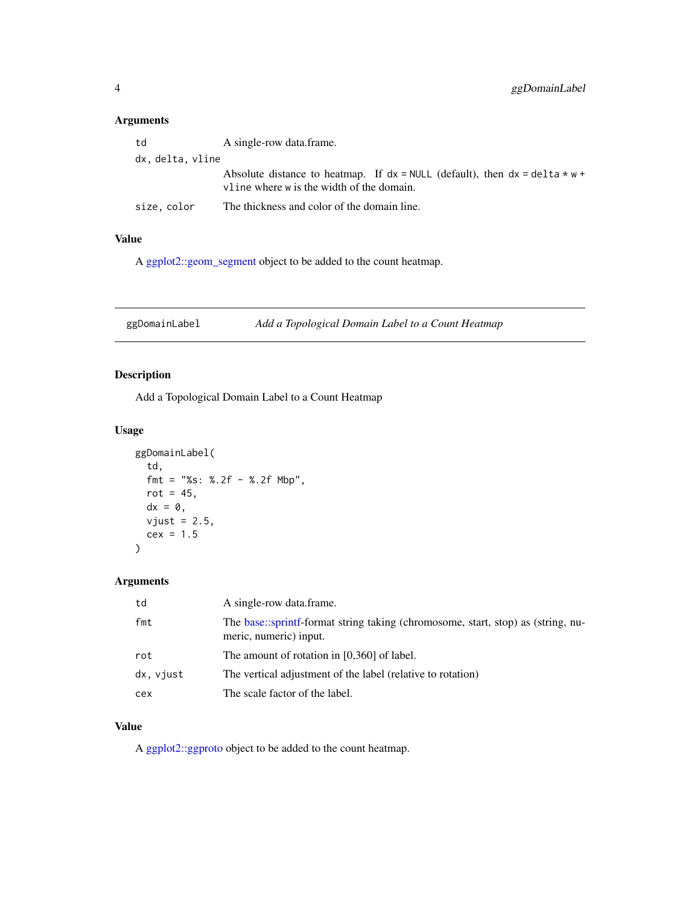### Arguments

| | |
|---|---|
| `td` | A single-row data.frame. |
| `dx, delta, vline` | Absolute distance to heatmap. If `dx = NULL` (default), then `dx = delta * w + vline` where `w` is the width of the domain. |
| `size, color` | The thickness and color of the domain line. |

### Value

A ggplot2::geom_segment object to be added to the count heatmap.

---

## ggDomainLabel — *Add a Topological Domain Label to a Count Heatmap*

### Description

Add a Topological Domain Label to a Count Heatmap

### Usage

```
ggDomainLabel(
  td,
  fmt = "%s: %.2f - %.2f Mbp",
  rot = 45,
  dx = 0,
  vjust = 2.5,
  cex = 1.5
)
```

### Arguments

| | |
|---|---|
| `td` | A single-row data.frame. |
| `fmt` | The base::sprintf-format string taking (chromosome, start, stop) as (string, numeric, numeric) input. |
| `rot` | The amount of rotation in [0,360] of label. |
| `dx, vjust` | The vertical adjustment of the label (relative to rotation) |
| `cex` | The scale factor of the label. |

### Value

A ggplot2::ggproto object to be added to the count heatmap.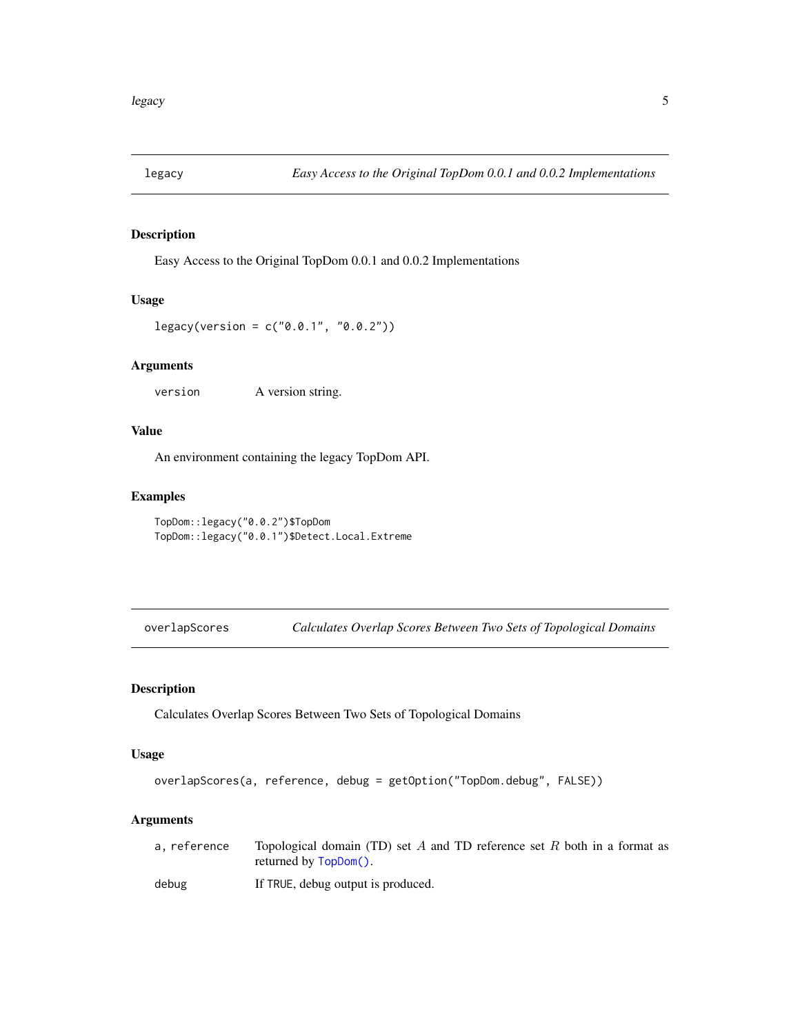## legacy — *Easy Access to the Original TopDom 0.0.1 and 0.0.2 Implementations*

### Description

Easy Access to the Original TopDom 0.0.1 and 0.0.2 Implementations

### Usage

```
legacy(version = c("0.0.1", "0.0.2"))
```

### Arguments

| | |
|---|---|
| `version` | A version string. |

### Value

An environment containing the legacy TopDom API.

### Examples

```
TopDom::legacy("0.0.2")$TopDom
TopDom::legacy("0.0.1")$Detect.Local.Extreme
```

## overlapScores — *Calculates Overlap Scores Between Two Sets of Topological Domains*

### Description

Calculates Overlap Scores Between Two Sets of Topological Domains

### Usage

```
overlapScores(a, reference, debug = getOption("TopDom.debug", FALSE))
```

### Arguments

| | |
|---|---|
| `a, reference` | Topological domain (TD) set $A$ and TD reference set $R$ both in a format as returned by `TopDom()`. |
| `debug` | If `TRUE`, debug output is produced. |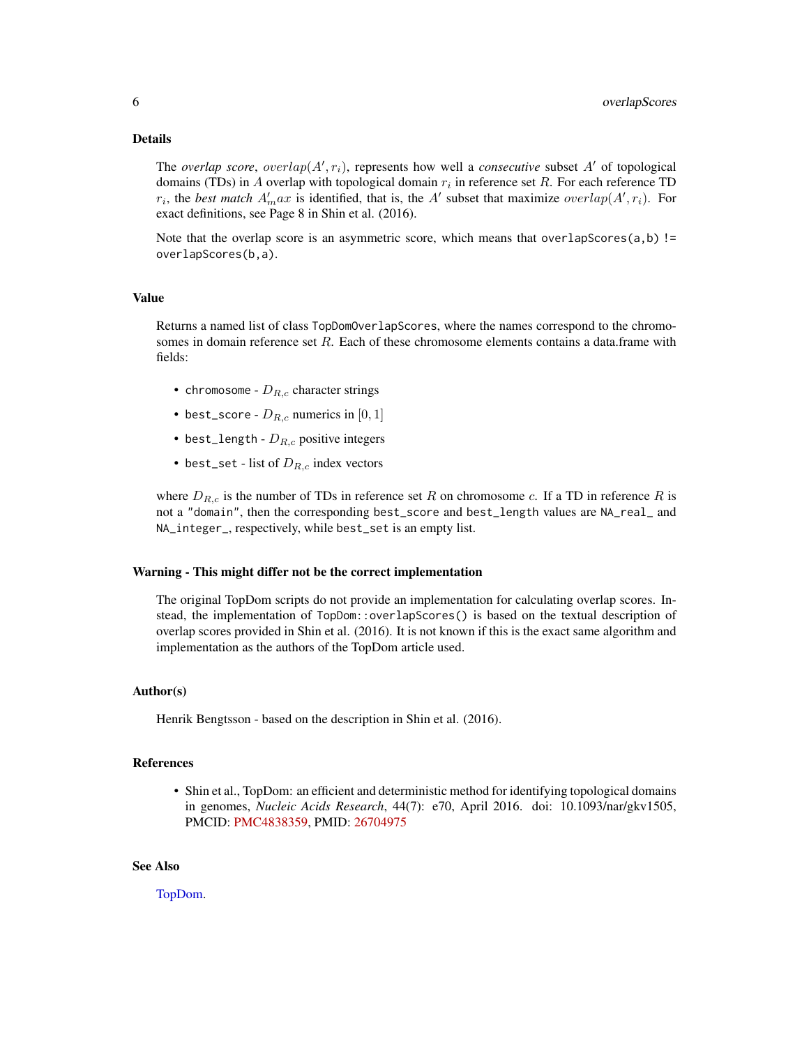## Details

The *overlap score*, $overlap(A', r_i)$, represents how well a *consecutive* subset $A'$ of topological domains (TDs) in $A$ overlap with topological domain $r_i$ in reference set $R$. For each reference TD $r_i$, the *best match* $A'_max$ is identified, that is, the $A'$ subset that maximize $overlap(A', r_i)$. For exact definitions, see Page 8 in Shin et al. (2016).

Note that the overlap score is an asymmetric score, which means that `overlapScores(a,b) != overlapScores(b,a)`.

## Value

Returns a named list of class `TopDomOverlapScores`, where the names correspond to the chromosomes in domain reference set $R$. Each of these chromosome elements contains a data.frame with fields:

- `chromosome` - $D_{R,c}$ character strings
- `best_score` - $D_{R,c}$ numerics in $[0, 1]$
- `best_length` - $D_{R,c}$ positive integers
- `best_set` - list of $D_{R,c}$ index vectors

where $D_{R,c}$ is the number of TDs in reference set $R$ on chromosome $c$. If a TD in reference $R$ is not a `"domain"`, then the corresponding `best_score` and `best_length` values are `NA_real_` and `NA_integer_`, respectively, while `best_set` is an empty list.

## Warning - This might differ not be the correct implementation

The original TopDom scripts do not provide an implementation for calculating overlap scores. Instead, the implementation of `TopDom::overlapScores()` is based on the textual description of overlap scores provided in Shin et al. (2016). It is not known if this is the exact same algorithm and implementation as the authors of the TopDom article used.

## Author(s)

Henrik Bengtsson - based on the description in Shin et al. (2016).

## References

- Shin et al., TopDom: an efficient and deterministic method for identifying topological domains in genomes, *Nucleic Acids Research*, 44(7): e70, April 2016. doi: 10.1093/nar/gkv1505, PMCID: PMC4838359, PMID: 26704975

## See Also

TopDom.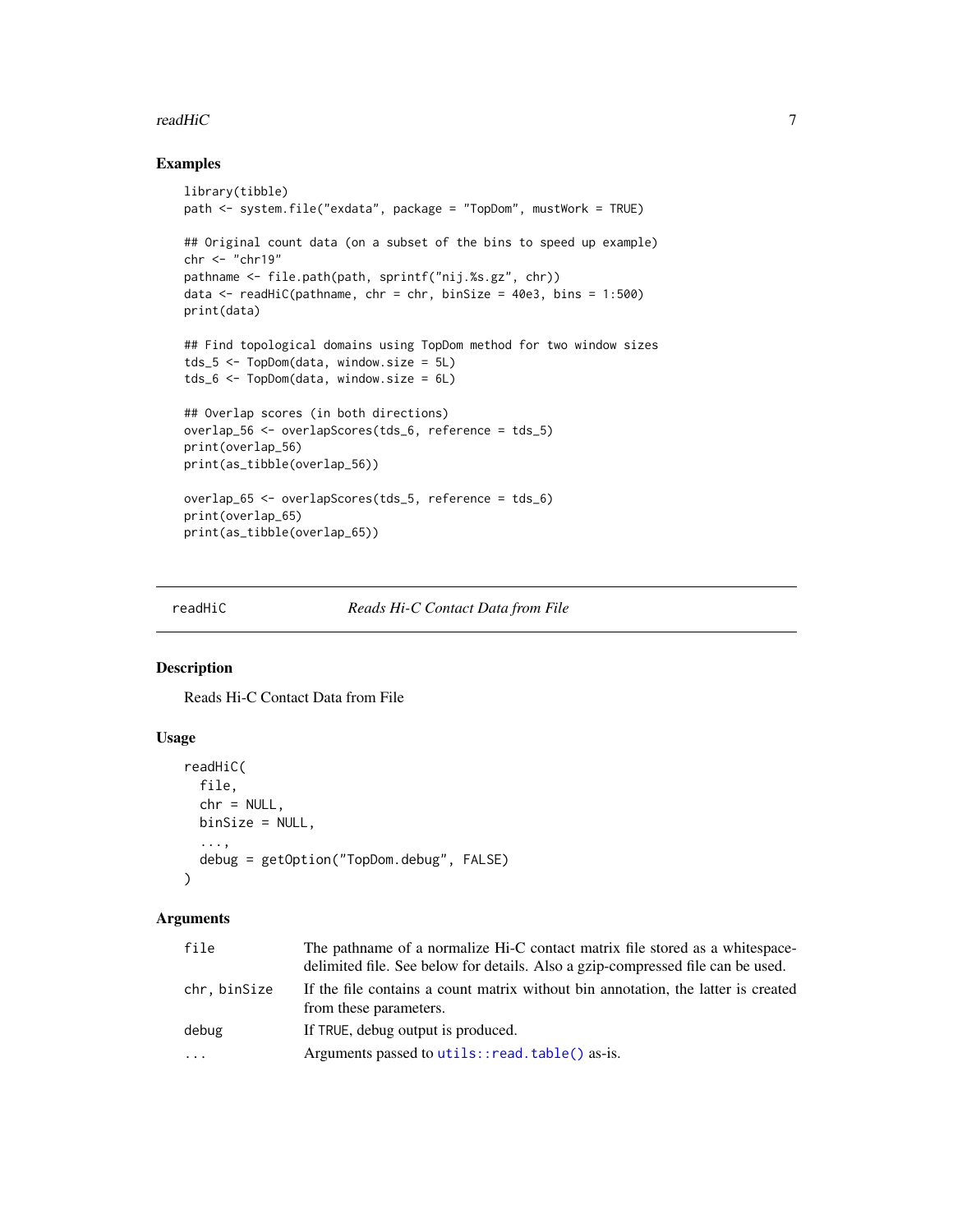## Examples

```
library(tibble)
path <- system.file("exdata", package = "TopDom", mustWork = TRUE)

## Original count data (on a subset of the bins to speed up example)
chr <- "chr19"
pathname <- file.path(path, sprintf("nij.%s.gz", chr))
data <- readHiC(pathname, chr = chr, binSize = 40e3, bins = 1:500)
print(data)

## Find topological domains using TopDom method for two window sizes
tds_5 <- TopDom(data, window.size = 5L)
tds_6 <- TopDom(data, window.size = 6L)

## Overlap scores (in both directions)
overlap_56 <- overlapScores(tds_6, reference = tds_5)
print(overlap_56)
print(as_tibble(overlap_56))

overlap_65 <- overlapScores(tds_5, reference = tds_6)
print(overlap_65)
print(as_tibble(overlap_65))
```

---

# readHiC — *Reads Hi-C Contact Data from File*

---

## Description

Reads Hi-C Contact Data from File

## Usage

```
readHiC(
  file,
  chr = NULL,
  binSize = NULL,
  ...,
  debug = getOption("TopDom.debug", FALSE)
)
```

## Arguments

| | |
|---|---|
| `file` | The pathname of a normalize Hi-C contact matrix file stored as a whitespace-delimited file. See below for details. Also a gzip-compressed file can be used. |
| `chr, binSize` | If the file contains a count matrix without bin annotation, the latter is created from these parameters. |
| `debug` | If TRUE, debug output is produced. |
| `...` | Arguments passed to `utils::read.table()` as-is. |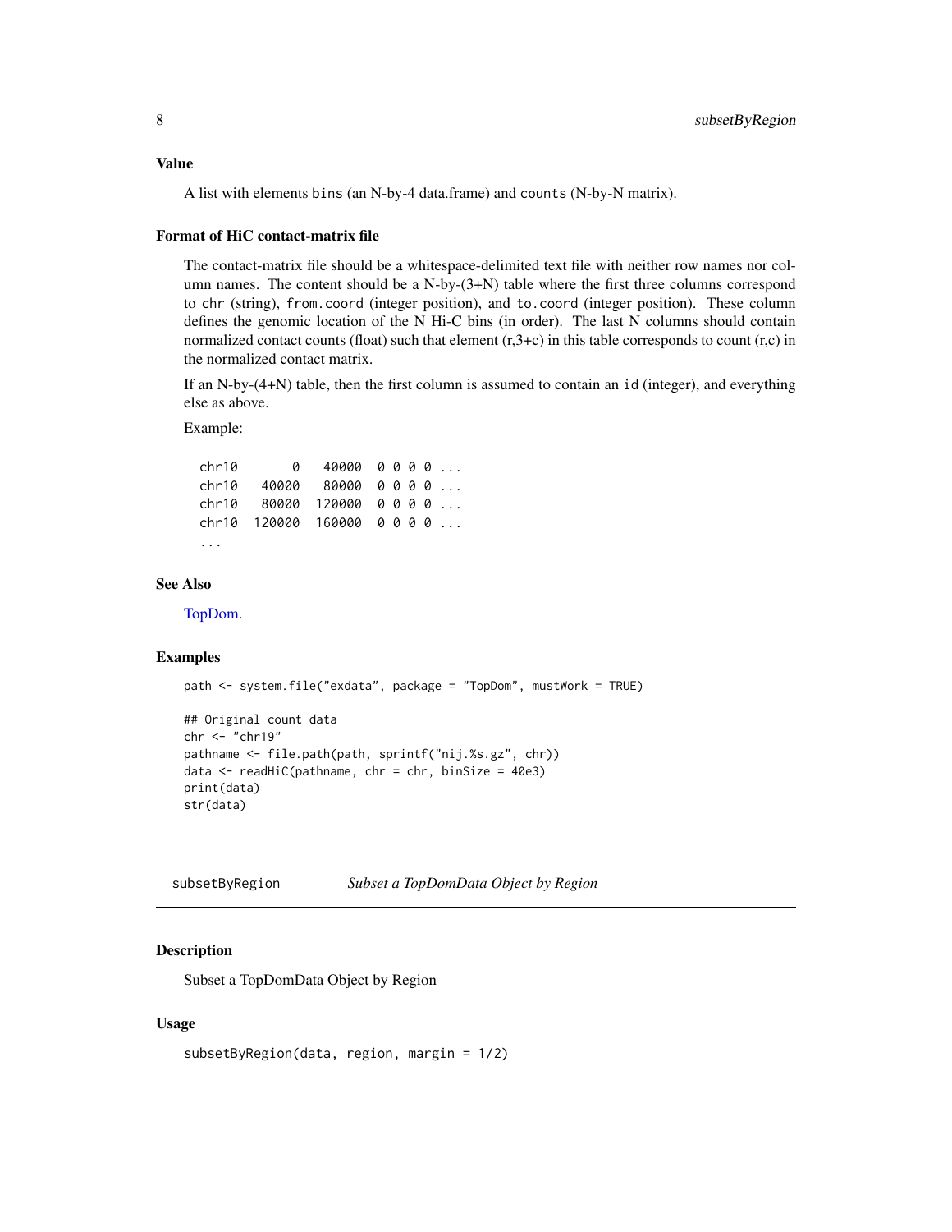### Value

A list with elements `bins` (an N-by-4 data.frame) and `counts` (N-by-N matrix).

### Format of HiC contact-matrix file

The contact-matrix file should be a whitespace-delimited text file with neither row names nor column names. The content should be a N-by-(3+N) table where the first three columns correspond to `chr` (string), `from.coord` (integer position), and `to.coord` (integer position). These column defines the genomic location of the N Hi-C bins (in order). The last N columns should contain normalized contact counts (float) such that element (r,3+c) in this table corresponds to count (r,c) in the normalized contact matrix.

If an N-by-(4+N) table, then the first column is assumed to contain an `id` (integer), and everything else as above.

Example:

```
chr10       0   40000  0 0 0 0 ...
chr10   40000   80000  0 0 0 0 ...
chr10   80000  120000  0 0 0 0 ...
chr10  120000  160000  0 0 0 0 ...
...
```

### See Also

TopDom.

### Examples

```
path <- system.file("exdata", package = "TopDom", mustWork = TRUE)

## Original count data
chr <- "chr19"
pathname <- file.path(path, sprintf("nij.%s.gz", chr))
data <- readHiC(pathname, chr = chr, binSize = 40e3)
print(data)
str(data)
```

---

## subsetByRegion — *Subset a TopDomData Object by Region*

### Description

Subset a TopDomData Object by Region

### Usage

```
subsetByRegion(data, region, margin = 1/2)
```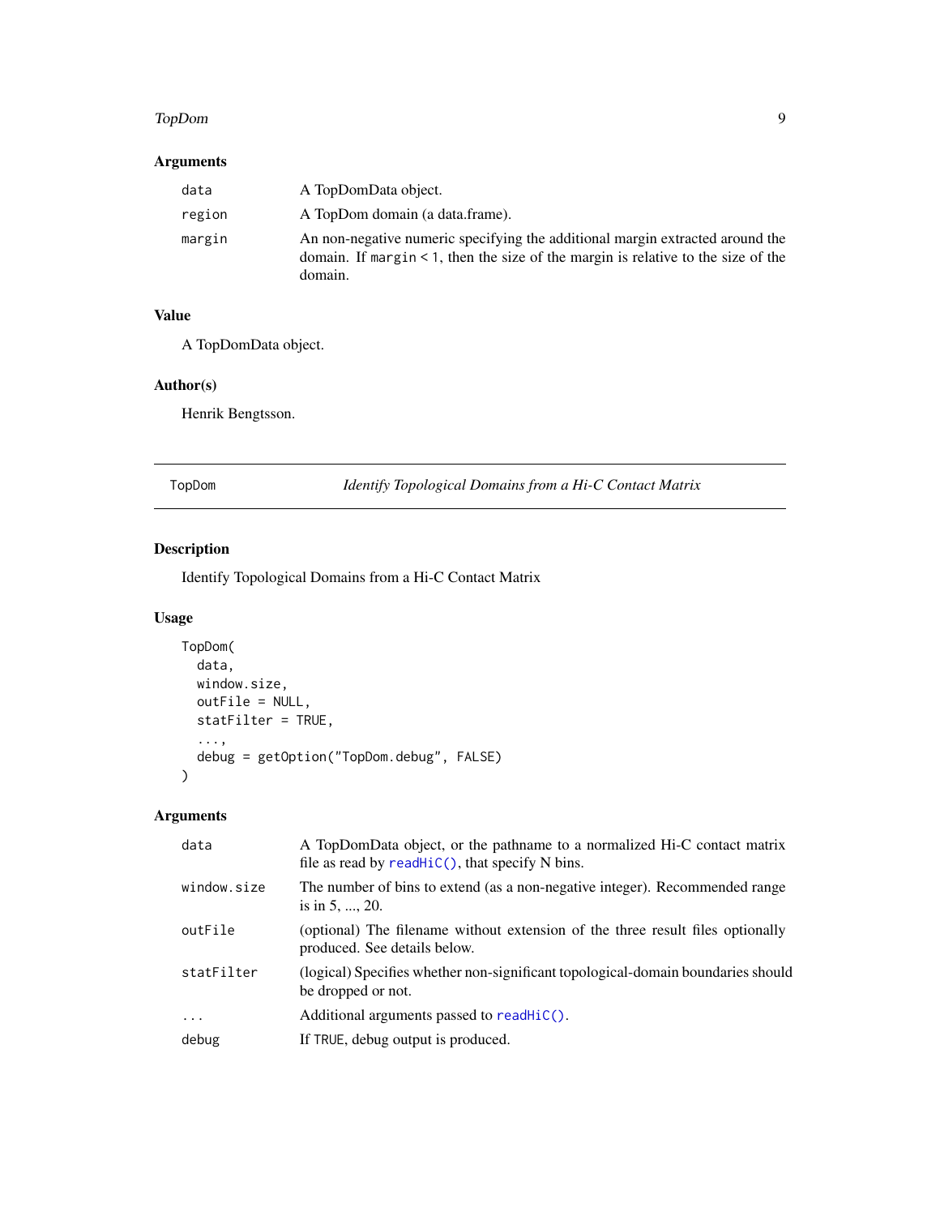### Arguments

| | |
|---|---|
| `data` | A TopDomData object. |
| `region` | A TopDom domain (a data.frame). |
| `margin` | An non-negative numeric specifying the additional margin extracted around the domain. If `margin` < 1, then the size of the margin is relative to the size of the domain. |

### Value

A TopDomData object.

### Author(s)

Henrik Bengtsson.

---

## `TopDom` — *Identify Topological Domains from a Hi-C Contact Matrix*

### Description

Identify Topological Domains from a Hi-C Contact Matrix

### Usage

```
TopDom(
  data,
  window.size,
  outFile = NULL,
  statFilter = TRUE,
  ...,
  debug = getOption("TopDom.debug", FALSE)
)
```

### Arguments

| | |
|---|---|
| `data` | A TopDomData object, or the pathname to a normalized Hi-C contact matrix file as read by `readHiC()`, that specify N bins. |
| `window.size` | The number of bins to extend (as a non-negative integer). Recommended range is in 5, ..., 20. |
| `outFile` | (optional) The filename without extension of the three result files optionally produced. See details below. |
| `statFilter` | (logical) Specifies whether non-significant topological-domain boundaries should be dropped or not. |
| `...` | Additional arguments passed to `readHiC()`. |
| `debug` | If `TRUE`, debug output is produced. |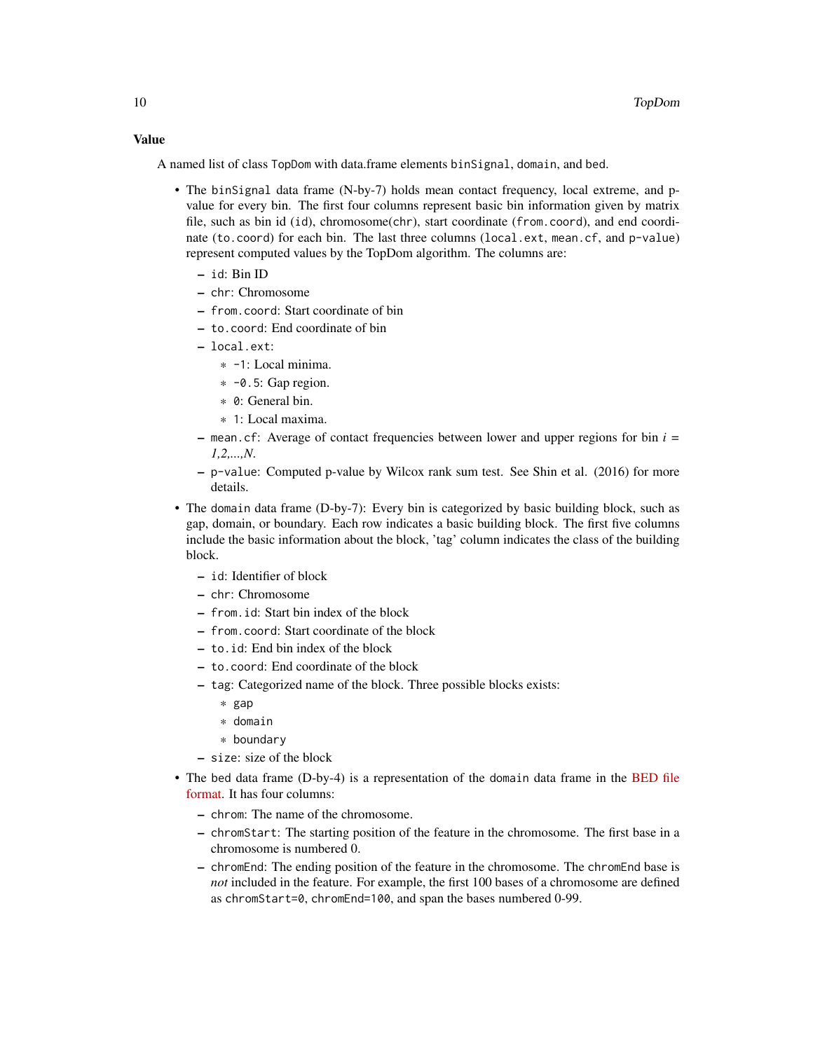### Value

A named list of class `TopDom` with data.frame elements `binSignal`, `domain`, and `bed`.

- The `binSignal` data frame (N-by-7) holds mean contact frequency, local extreme, and p-value for every bin. The first four columns represent basic bin information given by matrix file, such as bin id (`id`), chromosome(`chr`), start coordinate (`from.coord`), and end coordinate (`to.coord`) for each bin. The last three columns (`local.ext`, `mean.cf`, and `p-value`) represent computed values by the TopDom algorithm. The columns are:
  - `id`: Bin ID
  - `chr`: Chromosome
  - `from.coord`: Start coordinate of bin
  - `to.coord`: End coordinate of bin
  - `local.ext`:
    * `-1`: Local minima.
    * `-0.5`: Gap region.
    * `0`: General bin.
    * `1`: Local maxima.
  - `mean.cf`: Average of contact frequencies between lower and upper regions for bin $i = 1,2,...,N$.
  - `p-value`: Computed p-value by Wilcox rank sum test. See Shin et al. (2016) for more details.
- The `domain` data frame (D-by-7): Every bin is categorized by basic building block, such as gap, domain, or boundary. Each row indicates a basic building block. The first five columns include the basic information about the block, 'tag' column indicates the class of the building block.
  - `id`: Identifier of block
  - `chr`: Chromosome
  - `from.id`: Start bin index of the block
  - `from.coord`: Start coordinate of the block
  - `to.id`: End bin index of the block
  - `to.coord`: End coordinate of the block
  - `tag`: Categorized name of the block. Three possible blocks exists:
    * `gap`
    * `domain`
    * `boundary`
  - `size`: size of the block
- The `bed` data frame (D-by-4) is a representation of the `domain` data frame in the BED file format. It has four columns:
  - `chrom`: The name of the chromosome.
  - `chromStart`: The starting position of the feature in the chromosome. The first base in a chromosome is numbered 0.
  - `chromEnd`: The ending position of the feature in the chromosome. The `chromEnd` base is *not* included in the feature. For example, the first 100 bases of a chromosome are defined as `chromStart=0`, `chromEnd=100`, and span the bases numbered 0-99.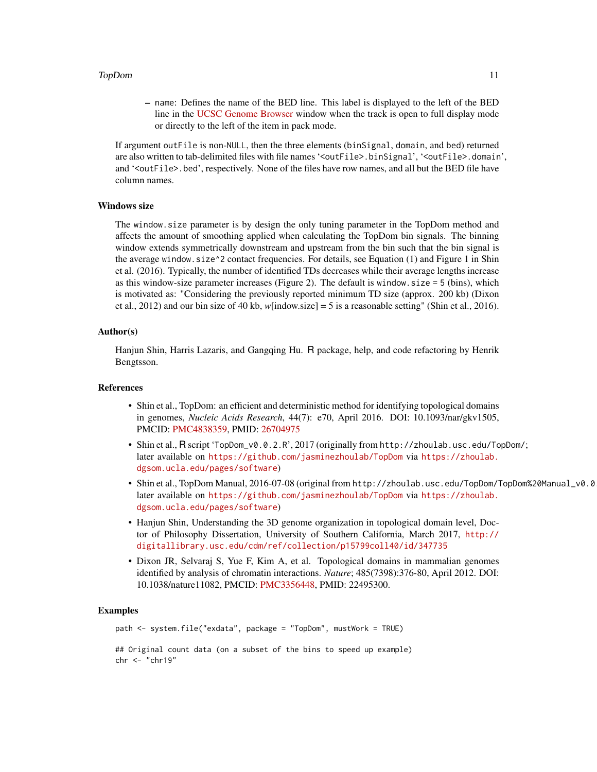- name: Defines the name of the BED line. This label is displayed to the left of the BED line in the UCSC Genome Browser window when the track is open to full display mode or directly to the left of the item in pack mode.

If argument `outFile` is non-NULL, then the three elements (`binSignal`, `domain`, and `bed`) returned are also written to tab-delimited files with file names '`<outFile>.binSignal`', '`<outFile>.domain`', and '`<outFile>.bed`', respectively. None of the files have row names, and all but the BED file have column names.

### Windows size

The `window.size` parameter is by design the only tuning parameter in the TopDom method and affects the amount of smoothing applied when calculating the TopDom bin signals. The binning window extends symmetrically downstream and upstream from the bin such that the bin signal is the average `window.size^2` contact frequencies. For details, see Equation (1) and Figure 1 in Shin et al. (2016). Typically, the number of identified TDs decreases while their average lengths increase as this window-size parameter increases (Figure 2). The default is `window.size` = 5 (bins), which is motivated as: "Considering the previously reported minimum TD size (approx. 200 kb) (Dixon et al., 2012) and our bin size of 40 kb, *w*[indow.size] = 5 is a reasonable setting" (Shin et al., 2016).

### Author(s)

Hanjun Shin, Harris Lazaris, and Gangqing Hu. R package, help, and code refactoring by Henrik Bengtsson.

### References

- Shin et al., TopDom: an efficient and deterministic method for identifying topological domains in genomes, *Nucleic Acids Research*, 44(7): e70, April 2016. DOI: 10.1093/nar/gkv1505, PMCID: PMC4838359, PMID: 26704975
- Shin et al., R script '`TopDom_v0.0.2.R`', 2017 (originally from `http://zhoulab.usc.edu/TopDom/`; later available on `https://github.com/jasminezhoulab/TopDom` via `https://zhoulab.dgsom.ucla.edu/pages/software`)
- Shin et al., TopDom Manual, 2016-07-08 (original from `http://zhoulab.usc.edu/TopDom/TopDom%20Manual_v0.0` later available on `https://github.com/jasminezhoulab/TopDom` via `https://zhoulab.dgsom.ucla.edu/pages/software`)
- Hanjun Shin, Understanding the 3D genome organization in topological domain level, Doctor of Philosophy Dissertation, University of Southern California, March 2017, `http://digitallibrary.usc.edu/cdm/ref/collection/p15799coll40/id/347735`
- Dixon JR, Selvaraj S, Yue F, Kim A, et al. Topological domains in mammalian genomes identified by analysis of chromatin interactions. *Nature*; 485(7398):376-80, April 2012. DOI: 10.1038/nature11082, PMCID: PMC3356448, PMID: 22495300.

### Examples

```
path <- system.file("exdata", package = "TopDom", mustWork = TRUE)

## Original count data (on a subset of the bins to speed up example)
chr <- "chr19"
```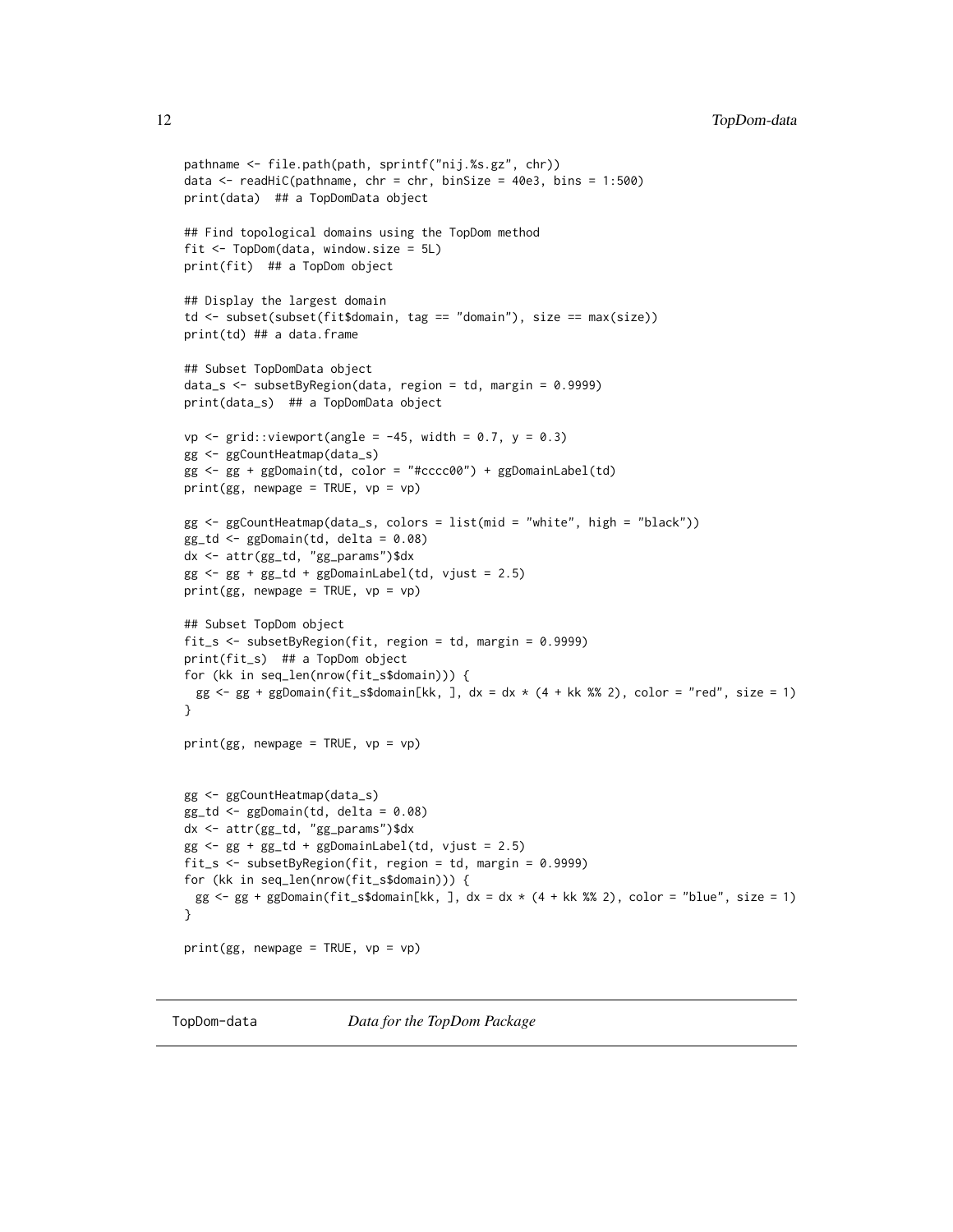```
pathname <- file.path(path, sprintf("nij.%s.gz", chr))
data <- readHiC(pathname, chr = chr, binSize = 40e3, bins = 1:500)
print(data)  ## a TopDomData object

## Find topological domains using the TopDom method
fit <- TopDom(data, window.size = 5L)
print(fit)  ## a TopDom object

## Display the largest domain
td <- subset(subset(fit$domain, tag == "domain"), size == max(size))
print(td) ## a data.frame

## Subset TopDomData object
data_s <- subsetByRegion(data, region = td, margin = 0.9999)
print(data_s)  ## a TopDomData object

vp <- grid::viewport(angle = -45, width = 0.7, y = 0.3)
gg <- ggCountHeatmap(data_s)
gg <- gg + ggDomain(td, color = "#cccc00") + ggDomainLabel(td)
print(gg, newpage = TRUE, vp = vp)

gg <- ggCountHeatmap(data_s, colors = list(mid = "white", high = "black"))
gg_td <- ggDomain(td, delta = 0.08)
dx <- attr(gg_td, "gg_params")$dx
gg <- gg + gg_td + ggDomainLabel(td, vjust = 2.5)
print(gg, newpage = TRUE, vp = vp)

## Subset TopDom object
fit_s <- subsetByRegion(fit, region = td, margin = 0.9999)
print(fit_s)  ## a TopDom object
for (kk in seq_len(nrow(fit_s$domain))) {
  gg <- gg + ggDomain(fit_s$domain[kk, ], dx = dx * (4 + kk %% 2), color = "red", size = 1)
}

print(gg, newpage = TRUE, vp = vp)


gg <- ggCountHeatmap(data_s)
gg_td <- ggDomain(td, delta = 0.08)
dx <- attr(gg_td, "gg_params")$dx
gg <- gg + gg_td + ggDomainLabel(td, vjust = 2.5)
fit_s <- subsetByRegion(fit, region = td, margin = 0.9999)
for (kk in seq_len(nrow(fit_s$domain))) {
  gg <- gg + ggDomain(fit_s$domain[kk, ], dx = dx * (4 + kk %% 2), color = "blue", size = 1)
}

print(gg, newpage = TRUE, vp = vp)
```

## TopDom-data *Data for the TopDom Package*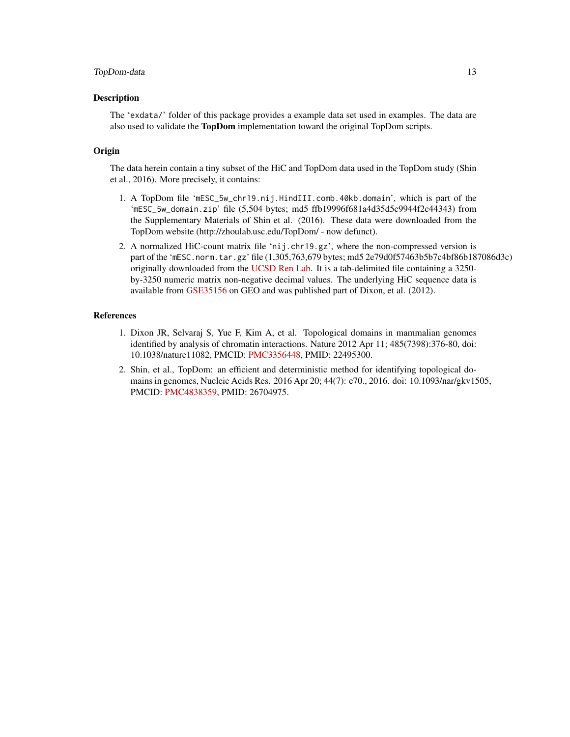## Description

The 'exdata/' folder of this package provides a example data set used in examples. The data are also used to validate the **TopDom** implementation toward the original TopDom scripts.

## Origin

The data herein contain a tiny subset of the HiC and TopDom data used in the TopDom study (Shin et al., 2016). More precisely, it contains:

1. A TopDom file 'mESC_5w_chr19.nij.HindIII.comb.40kb.domain', which is part of the 'mESC_5w_domain.zip' file (5,504 bytes; md5 ffb19996f681a4d35d5c9944f2c44343) from the Supplementary Materials of Shin et al. (2016). These data were downloaded from the TopDom website (http://zhoulab.usc.edu/TopDom/ - now defunct).
2. A normalized HiC-count matrix file 'nij.chr19.gz', where the non-compressed version is part of the 'mESC.norm.tar.gz' file (1,305,763,679 bytes; md5 2e79d0f57463b5b7c4bf86b187086d3c) originally downloaded from the UCSD Ren Lab. It is a tab-delimited file containing a 3250-by-3250 numeric matrix non-negative decimal values. The underlying HiC sequence data is available from GSE35156 on GEO and was published part of Dixon, et al. (2012).

## References

1. Dixon JR, Selvaraj S, Yue F, Kim A, et al. Topological domains in mammalian genomes identified by analysis of chromatin interactions. Nature 2012 Apr 11; 485(7398):376-80, doi: 10.1038/nature11082, PMCID: PMC3356448, PMID: 22495300.
2. Shin, et al., TopDom: an efficient and deterministic method for identifying topological domains in genomes, Nucleic Acids Res. 2016 Apr 20; 44(7): e70., 2016. doi: 10.1093/nar/gkv1505, PMCID: PMC4838359, PMID: 26704975.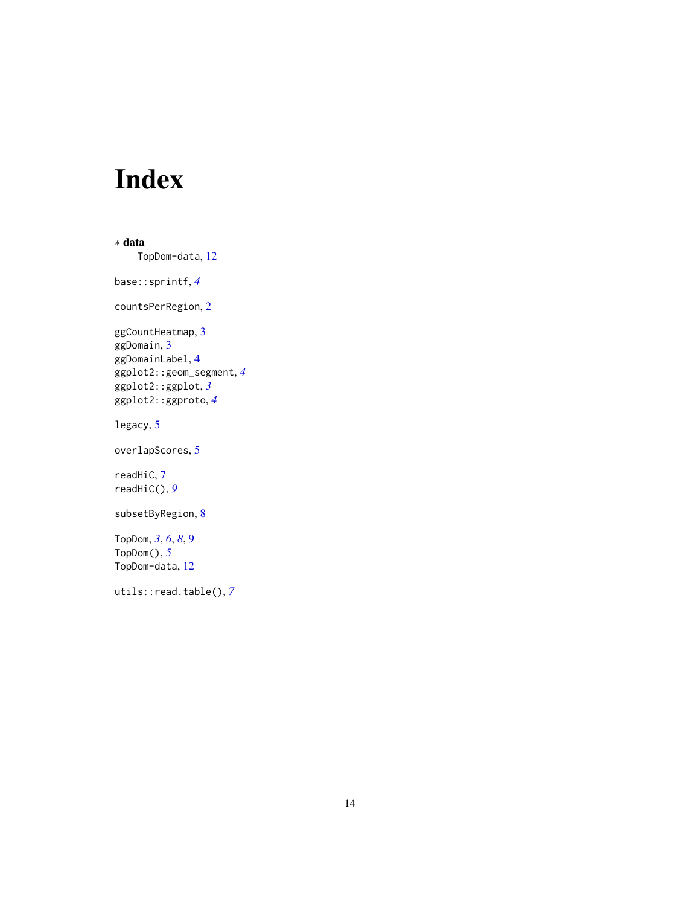# Index

∗ **data**

  TopDom-data, 12

base::sprintf, *4*

countsPerRegion, 2

ggCountHeatmap, 3
ggDomain, 3
ggDomainLabel, 4
ggplot2::geom_segment, *4*
ggplot2::ggplot, *3*
ggplot2::ggproto, *4*

legacy, 5

overlapScores, 5

readHiC, 7
readHiC(), *9*

subsetByRegion, 8

TopDom, *3*, *6*, *8*, 9
TopDom(), *5*
TopDom-data, 12

utils::read.table(), *7*